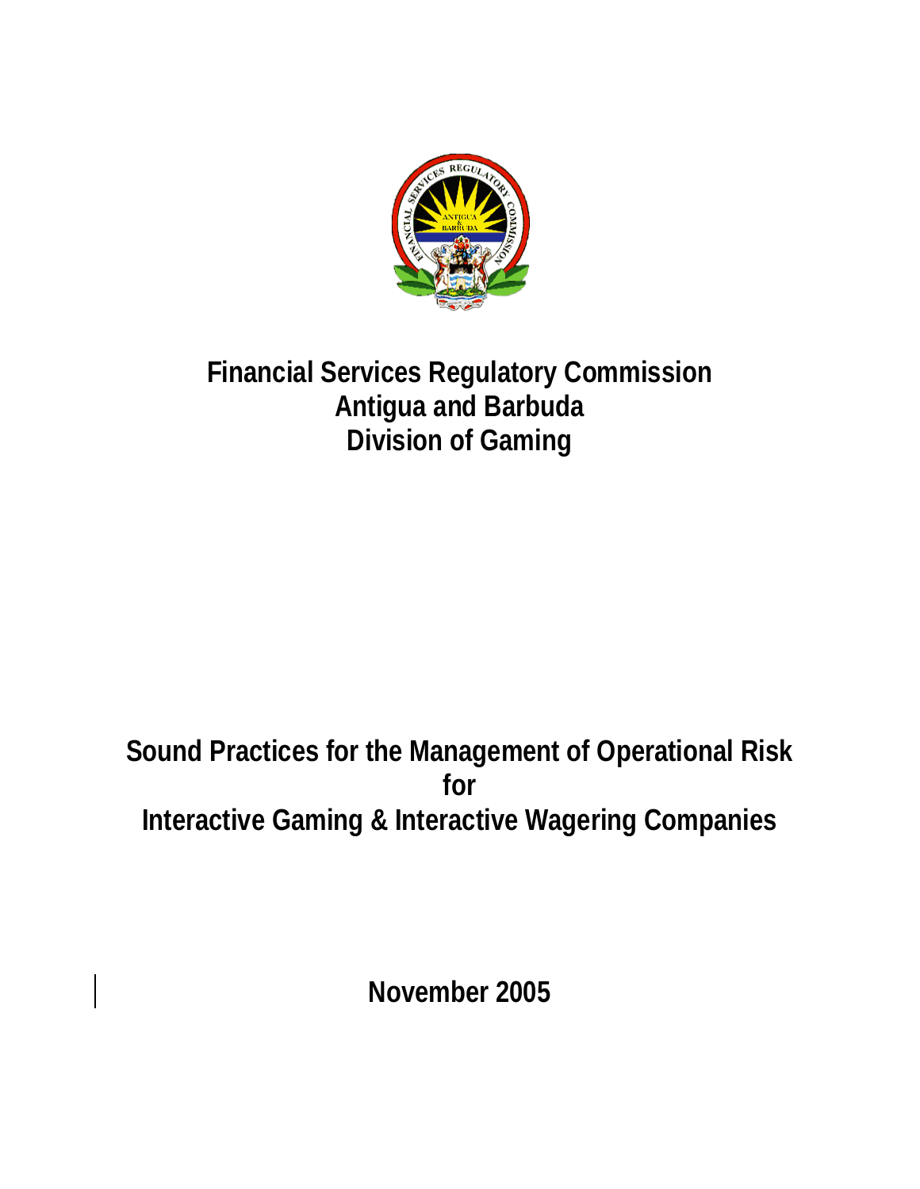# Financial Services Regulatory Commission
# Antigua and Barbuda
# Division of Gaming

# Sound Practices for the Management of Operational Risk for Interactive Gaming & Interactive Wagering Companies

**November 2005**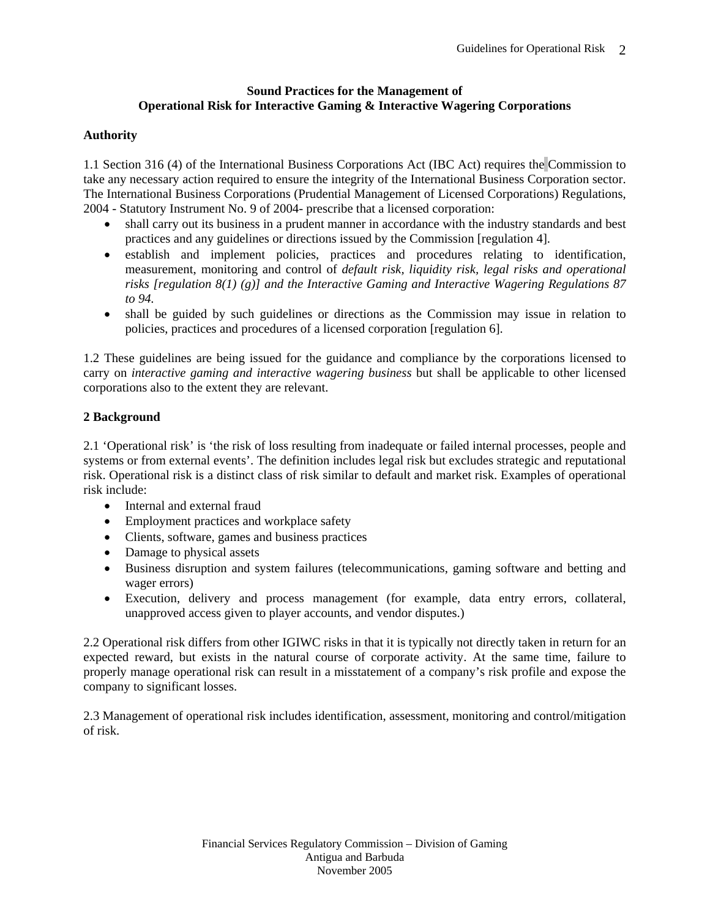**Sound Practices for the Management of**
**Operational Risk for Interactive Gaming & Interactive Wagering Corporations**

**Authority**

1.1 Section 316 (4) of the International Business Corporations Act (IBC Act) requires the Commission to take any necessary action required to ensure the integrity of the International Business Corporation sector. The International Business Corporations (Prudential Management of Licensed Corporations) Regulations, 2004 - Statutory Instrument No. 9 of 2004- prescribe that a licensed corporation:

- shall carry out its business in a prudent manner in accordance with the industry standards and best practices and any guidelines or directions issued by the Commission [regulation 4].
- establish and implement policies, practices and procedures relating to identification, measurement, monitoring and control of *default risk, liquidity risk, legal risks and operational risks [regulation 8(1) (g)] and the Interactive Gaming and Interactive Wagering Regulations 87 to 94.*
- shall be guided by such guidelines or directions as the Commission may issue in relation to policies, practices and procedures of a licensed corporation [regulation 6].

1.2 These guidelines are being issued for the guidance and compliance by the corporations licensed to carry on *interactive gaming and interactive wagering business* but shall be applicable to other licensed corporations also to the extent they are relevant.

**2 Background**

2.1 'Operational risk' is 'the risk of loss resulting from inadequate or failed internal processes, people and systems or from external events'. The definition includes legal risk but excludes strategic and reputational risk. Operational risk is a distinct class of risk similar to default and market risk. Examples of operational risk include:

- Internal and external fraud
- Employment practices and workplace safety
- Clients, software, games and business practices
- Damage to physical assets
- Business disruption and system failures (telecommunications, gaming software and betting and wager errors)
- Execution, delivery and process management (for example, data entry errors, collateral, unapproved access given to player accounts, and vendor disputes.)

2.2 Operational risk differs from other IGIWC risks in that it is typically not directly taken in return for an expected reward, but exists in the natural course of corporate activity. At the same time, failure to properly manage operational risk can result in a misstatement of a company's risk profile and expose the company to significant losses.

2.3 Management of operational risk includes identification, assessment, monitoring and control/mitigation of risk.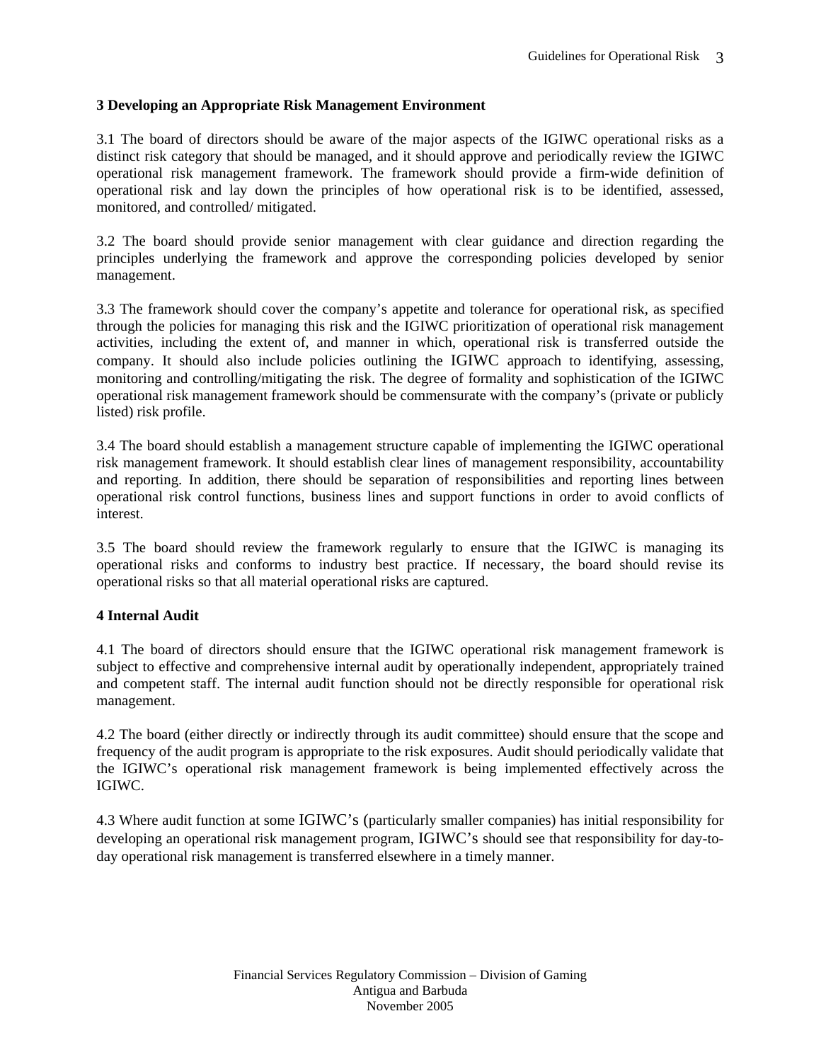## 3 Developing an Appropriate Risk Management Environment

3.1 The board of directors should be aware of the major aspects of the IGIWC operational risks as a distinct risk category that should be managed, and it should approve and periodically review the IGIWC operational risk management framework. The framework should provide a firm-wide definition of operational risk and lay down the principles of how operational risk is to be identified, assessed, monitored, and controlled/ mitigated.

3.2 The board should provide senior management with clear guidance and direction regarding the principles underlying the framework and approve the corresponding policies developed by senior management.

3.3 The framework should cover the company's appetite and tolerance for operational risk, as specified through the policies for managing this risk and the IGIWC prioritization of operational risk management activities, including the extent of, and manner in which, operational risk is transferred outside the company. It should also include policies outlining the IGIWC approach to identifying, assessing, monitoring and controlling/mitigating the risk. The degree of formality and sophistication of the IGIWC operational risk management framework should be commensurate with the company's (private or publicly listed) risk profile.

3.4 The board should establish a management structure capable of implementing the IGIWC operational risk management framework. It should establish clear lines of management responsibility, accountability and reporting. In addition, there should be separation of responsibilities and reporting lines between operational risk control functions, business lines and support functions in order to avoid conflicts of interest.

3.5 The board should review the framework regularly to ensure that the IGIWC is managing its operational risks and conforms to industry best practice. If necessary, the board should revise its operational risks so that all material operational risks are captured.

## 4 Internal Audit

4.1 The board of directors should ensure that the IGIWC operational risk management framework is subject to effective and comprehensive internal audit by operationally independent, appropriately trained and competent staff. The internal audit function should not be directly responsible for operational risk management.

4.2 The board (either directly or indirectly through its audit committee) should ensure that the scope and frequency of the audit program is appropriate to the risk exposures. Audit should periodically validate that the IGIWC's operational risk management framework is being implemented effectively across the IGIWC.

4.3 Where audit function at some IGIWC's (particularly smaller companies) has initial responsibility for developing an operational risk management program, IGIWC's should see that responsibility for day-to-day operational risk management is transferred elsewhere in a timely manner.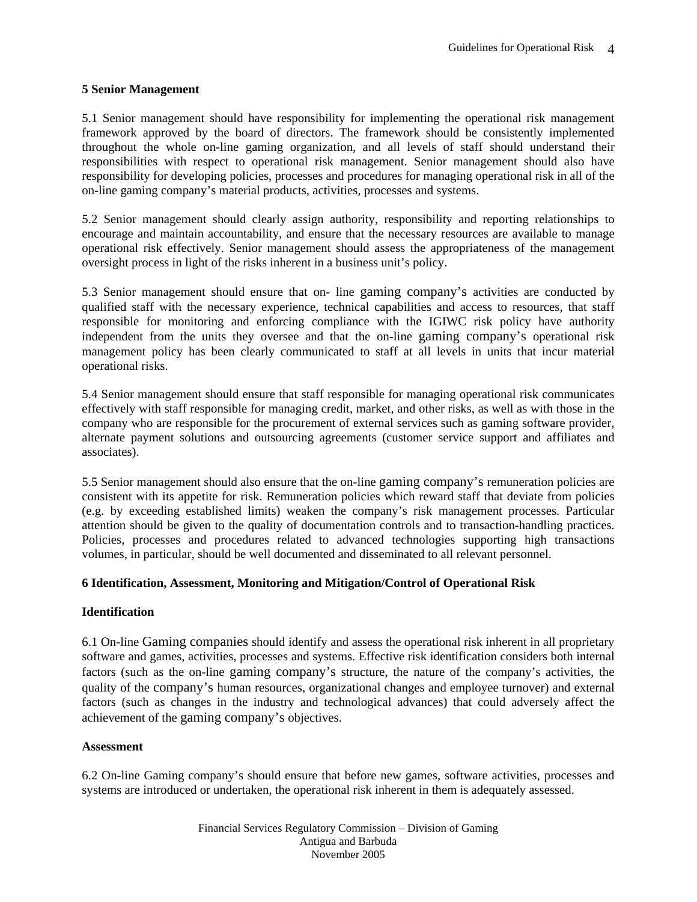## 5 Senior Management

5.1 Senior management should have responsibility for implementing the operational risk management framework approved by the board of directors. The framework should be consistently implemented throughout the whole on-line gaming organization, and all levels of staff should understand their responsibilities with respect to operational risk management. Senior management should also have responsibility for developing policies, processes and procedures for managing operational risk in all of the on-line gaming company's material products, activities, processes and systems.

5.2 Senior management should clearly assign authority, responsibility and reporting relationships to encourage and maintain accountability, and ensure that the necessary resources are available to manage operational risk effectively. Senior management should assess the appropriateness of the management oversight process in light of the risks inherent in a business unit's policy.

5.3 Senior management should ensure that on- line gaming company's activities are conducted by qualified staff with the necessary experience, technical capabilities and access to resources, that staff responsible for monitoring and enforcing compliance with the IGIWC risk policy have authority independent from the units they oversee and that the on-line gaming company's operational risk management policy has been clearly communicated to staff at all levels in units that incur material operational risks.

5.4 Senior management should ensure that staff responsible for managing operational risk communicates effectively with staff responsible for managing credit, market, and other risks, as well as with those in the company who are responsible for the procurement of external services such as gaming software provider, alternate payment solutions and outsourcing agreements (customer service support and affiliates and associates).

5.5 Senior management should also ensure that the on-line gaming company's remuneration policies are consistent with its appetite for risk. Remuneration policies which reward staff that deviate from policies (e.g. by exceeding established limits) weaken the company's risk management processes. Particular attention should be given to the quality of documentation controls and to transaction-handling practices. Policies, processes and procedures related to advanced technologies supporting high transactions volumes, in particular, should be well documented and disseminated to all relevant personnel.

## 6 Identification, Assessment, Monitoring and Mitigation/Control of Operational Risk

### Identification

6.1 On-line Gaming companies should identify and assess the operational risk inherent in all proprietary software and games, activities, processes and systems. Effective risk identification considers both internal factors (such as the on-line gaming company's structure, the nature of the company's activities, the quality of the company's human resources, organizational changes and employee turnover) and external factors (such as changes in the industry and technological advances) that could adversely affect the achievement of the gaming company's objectives.

### Assessment

6.2 On-line Gaming company's should ensure that before new games, software activities, processes and systems are introduced or undertaken, the operational risk inherent in them is adequately assessed.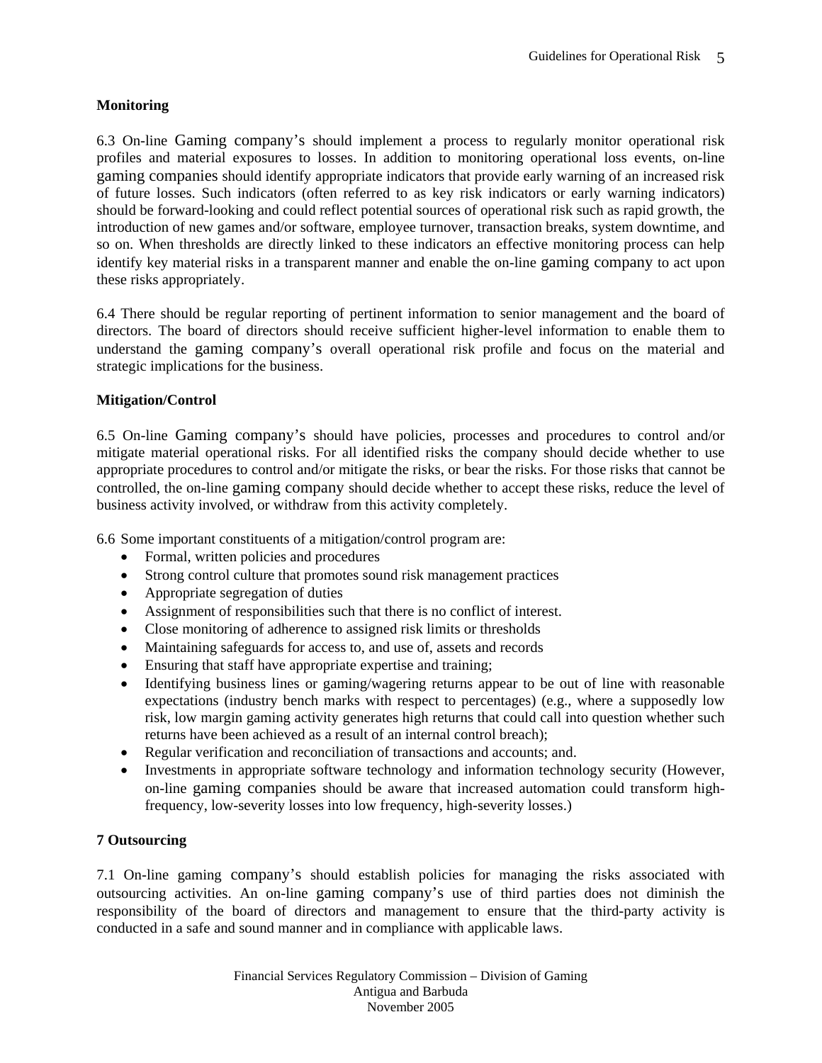**Monitoring**

6.3 On-line Gaming company's should implement a process to regularly monitor operational risk profiles and material exposures to losses. In addition to monitoring operational loss events, on-line gaming companies should identify appropriate indicators that provide early warning of an increased risk of future losses. Such indicators (often referred to as key risk indicators or early warning indicators) should be forward-looking and could reflect potential sources of operational risk such as rapid growth, the introduction of new games and/or software, employee turnover, transaction breaks, system downtime, and so on. When thresholds are directly linked to these indicators an effective monitoring process can help identify key material risks in a transparent manner and enable the on-line gaming company to act upon these risks appropriately.

6.4 There should be regular reporting of pertinent information to senior management and the board of directors. The board of directors should receive sufficient higher-level information to enable them to understand the gaming company's overall operational risk profile and focus on the material and strategic implications for the business.

**Mitigation/Control**

6.5 On-line Gaming company's should have policies, processes and procedures to control and/or mitigate material operational risks. For all identified risks the company should decide whether to use appropriate procedures to control and/or mitigate the risks, or bear the risks. For those risks that cannot be controlled, the on-line gaming company should decide whether to accept these risks, reduce the level of business activity involved, or withdraw from this activity completely.

6.6 Some important constituents of a mitigation/control program are:

- Formal, written policies and procedures
- Strong control culture that promotes sound risk management practices
- Appropriate segregation of duties
- Assignment of responsibilities such that there is no conflict of interest.
- Close monitoring of adherence to assigned risk limits or thresholds
- Maintaining safeguards for access to, and use of, assets and records
- Ensuring that staff have appropriate expertise and training;
- Identifying business lines or gaming/wagering returns appear to be out of line with reasonable expectations (industry bench marks with respect to percentages) (e.g., where a supposedly low risk, low margin gaming activity generates high returns that could call into question whether such returns have been achieved as a result of an internal control breach);
- Regular verification and reconciliation of transactions and accounts; and.
- Investments in appropriate software technology and information technology security (However, on-line gaming companies should be aware that increased automation could transform high-frequency, low-severity losses into low frequency, high-severity losses.)

**7 Outsourcing**

7.1 On-line gaming company's should establish policies for managing the risks associated with outsourcing activities. An on-line gaming company's use of third parties does not diminish the responsibility of the board of directors and management to ensure that the third-party activity is conducted in a safe and sound manner and in compliance with applicable laws.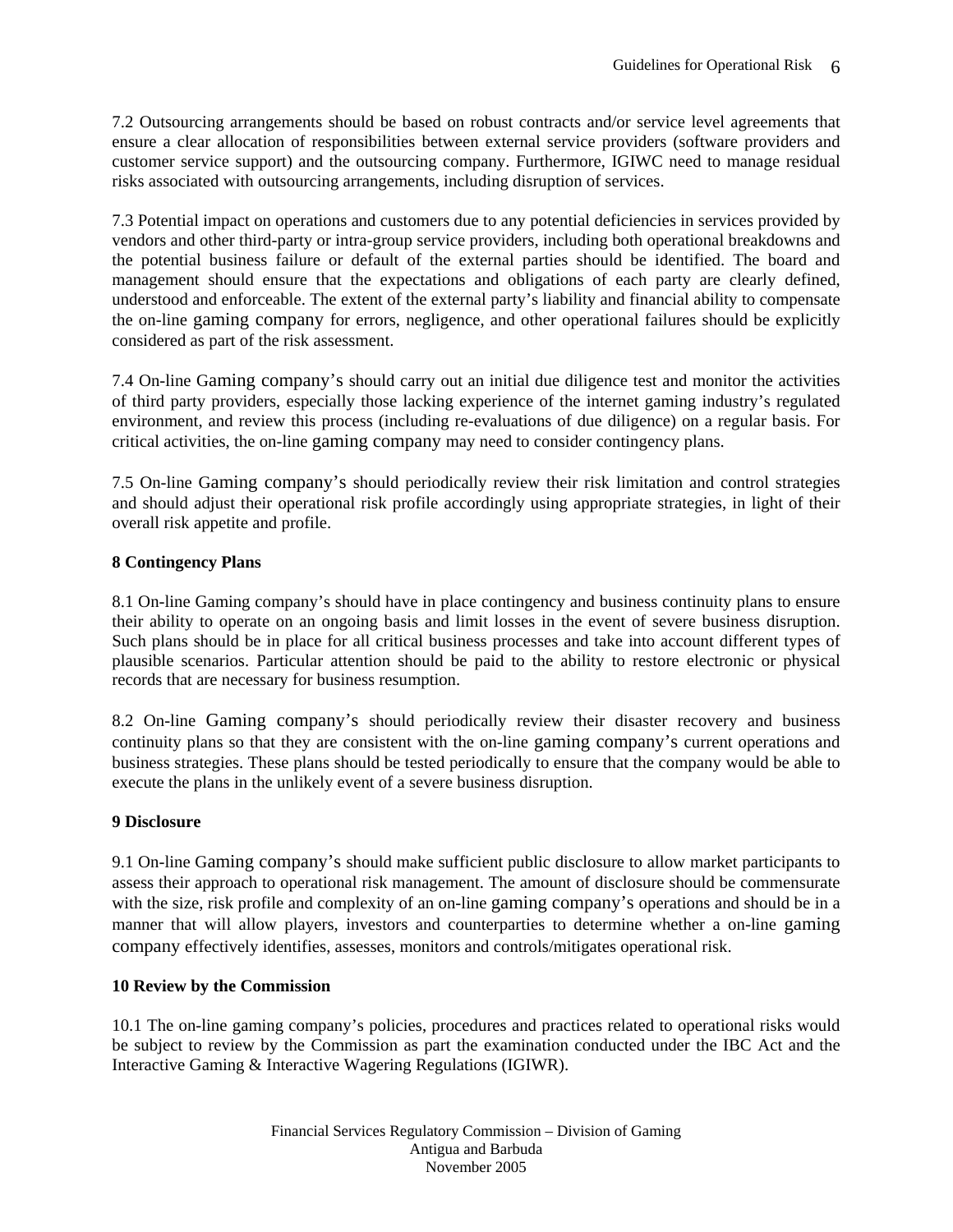7.2 Outsourcing arrangements should be based on robust contracts and/or service level agreements that ensure a clear allocation of responsibilities between external service providers (software providers and customer service support) and the outsourcing company. Furthermore, IGIWC need to manage residual risks associated with outsourcing arrangements, including disruption of services.

7.3 Potential impact on operations and customers due to any potential deficiencies in services provided by vendors and other third-party or intra-group service providers, including both operational breakdowns and the potential business failure or default of the external parties should be identified. The board and management should ensure that the expectations and obligations of each party are clearly defined, understood and enforceable. The extent of the external party's liability and financial ability to compensate the on-line gaming company for errors, negligence, and other operational failures should be explicitly considered as part of the risk assessment.

7.4 On-line Gaming company's should carry out an initial due diligence test and monitor the activities of third party providers, especially those lacking experience of the internet gaming industry's regulated environment, and review this process (including re-evaluations of due diligence) on a regular basis. For critical activities, the on-line gaming company may need to consider contingency plans.

7.5 On-line Gaming company's should periodically review their risk limitation and control strategies and should adjust their operational risk profile accordingly using appropriate strategies, in light of their overall risk appetite and profile.

## 8 Contingency Plans

8.1 On-line Gaming company's should have in place contingency and business continuity plans to ensure their ability to operate on an ongoing basis and limit losses in the event of severe business disruption. Such plans should be in place for all critical business processes and take into account different types of plausible scenarios. Particular attention should be paid to the ability to restore electronic or physical records that are necessary for business resumption.

8.2 On-line Gaming company's should periodically review their disaster recovery and business continuity plans so that they are consistent with the on-line gaming company's current operations and business strategies. These plans should be tested periodically to ensure that the company would be able to execute the plans in the unlikely event of a severe business disruption.

## 9 Disclosure

9.1 On-line Gaming company's should make sufficient public disclosure to allow market participants to assess their approach to operational risk management. The amount of disclosure should be commensurate with the size, risk profile and complexity of an on-line gaming company's operations and should be in a manner that will allow players, investors and counterparties to determine whether a on-line gaming company effectively identifies, assesses, monitors and controls/mitigates operational risk.

## 10 Review by the Commission

10.1 The on-line gaming company's policies, procedures and practices related to operational risks would be subject to review by the Commission as part the examination conducted under the IBC Act and the Interactive Gaming & Interactive Wagering Regulations (IGIWR).

Financial Services Regulatory Commission – Division of Gaming
Antigua and Barbuda
November 2005